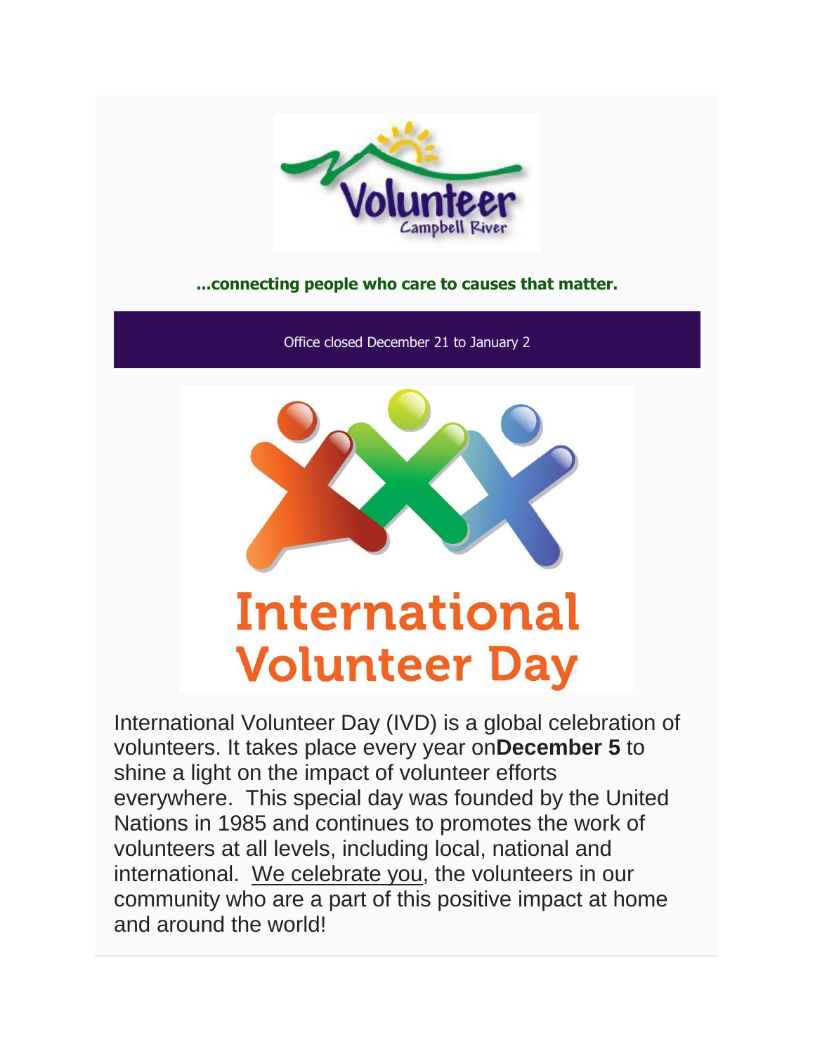Volunteer Campbell River

**...connecting people who care to causes that matter.**

Office closed December 21 to January 2

# International Volunteer Day

International Volunteer Day (IVD) is a global celebration of volunteers. It takes place every year on**December 5** to shine a light on the impact of volunteer efforts everywhere. This special day was founded by the United Nations in 1985 and continues to promotes the work of volunteers at all levels, including local, national and international. We celebrate you, the volunteers in our community who are a part of this positive impact at home and around the world!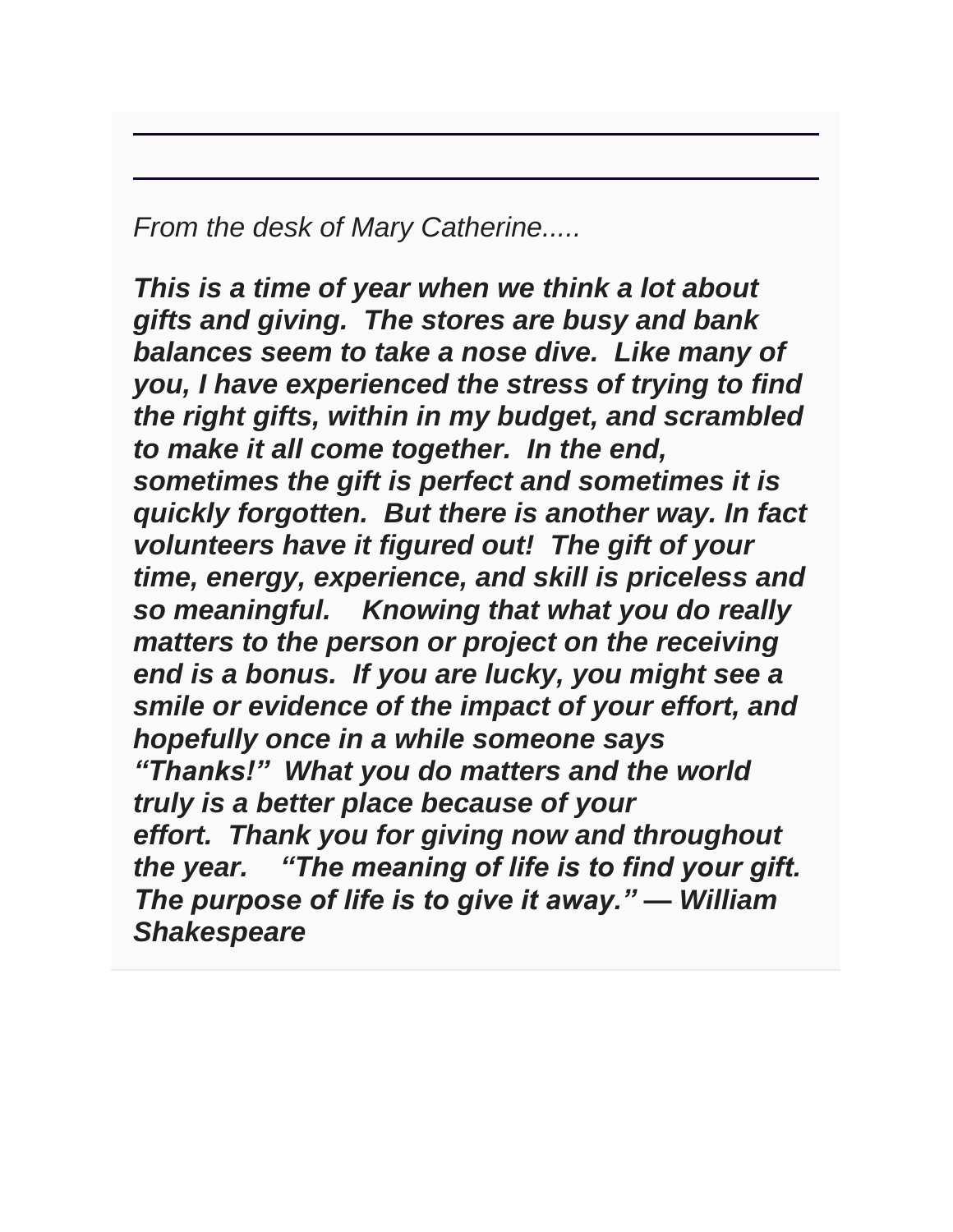---

---

*From the desk of Mary Catherine.....*

***This is a time of year when we think a lot about gifts and giving. The stores are busy and bank balances seem to take a nose dive. Like many of you, I have experienced the stress of trying to find the right gifts, within in my budget, and scrambled to make it all come together. In the end, sometimes the gift is perfect and sometimes it is quickly forgotten. But there is another way. In fact volunteers have it figured out! The gift of your time, energy, experience, and skill is priceless and so meaningful. Knowing that what you do really matters to the person or project on the receiving end is a bonus. If you are lucky, you might see a smile or evidence of the impact of your effort, and hopefully once in a while someone says "Thanks!" What you do matters and the world truly is a better place because of your effort. Thank you for giving now and throughout the year. "The meaning of life is to find your gift. The purpose of life is to give it away." — William Shakespeare***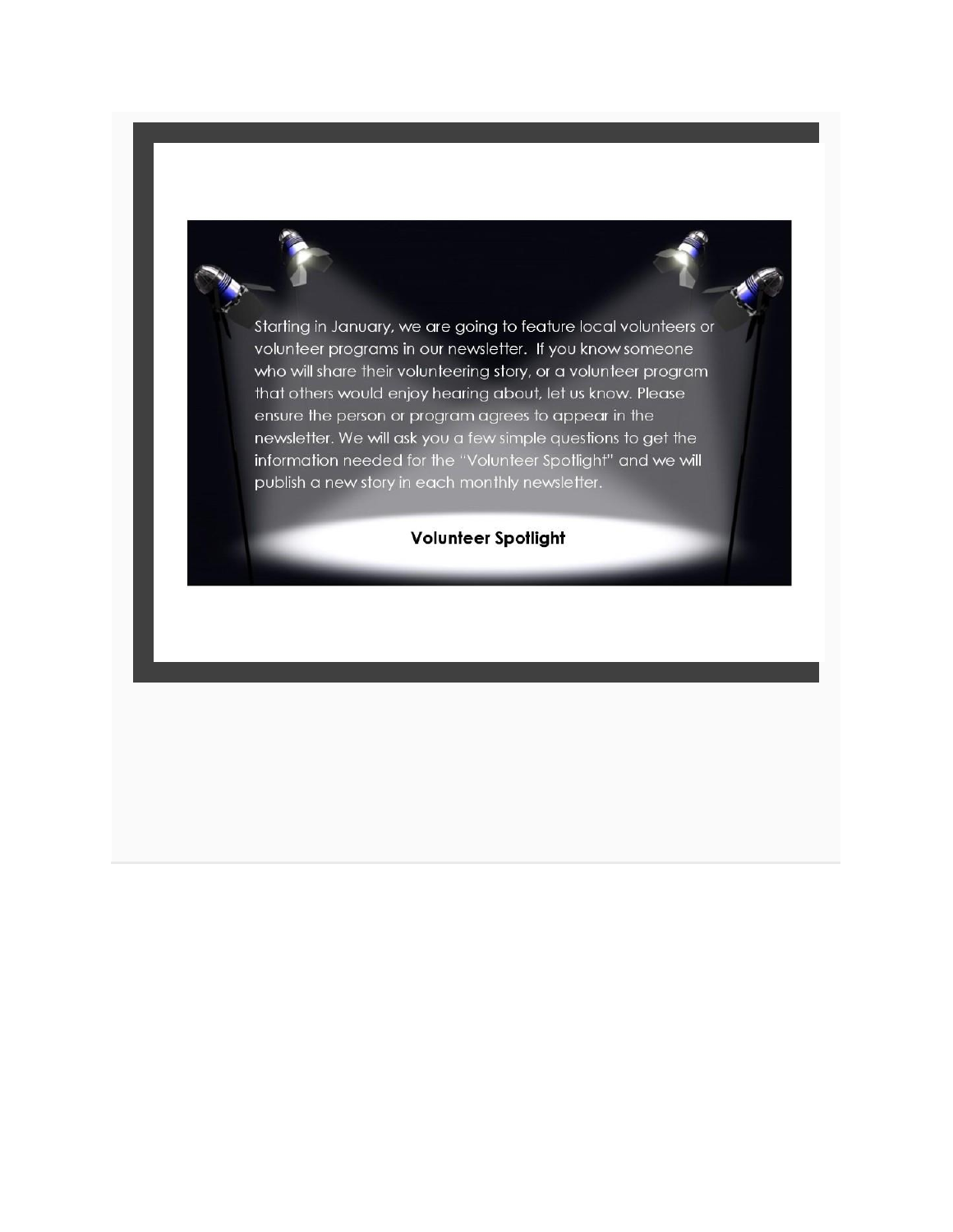Starting in January, we are going to feature local volunteers or volunteer programs in our newsletter.  If you know someone who will share their volunteering story, or a volunteer program that others would enjoy hearing about, let us know. Please ensure the person or program agrees to appear in the newsletter. We will ask you a few simple questions to get the information needed for the "Volunteer Spotlight" and we will publish a new story in each monthly newsletter.

**Volunteer Spotlight**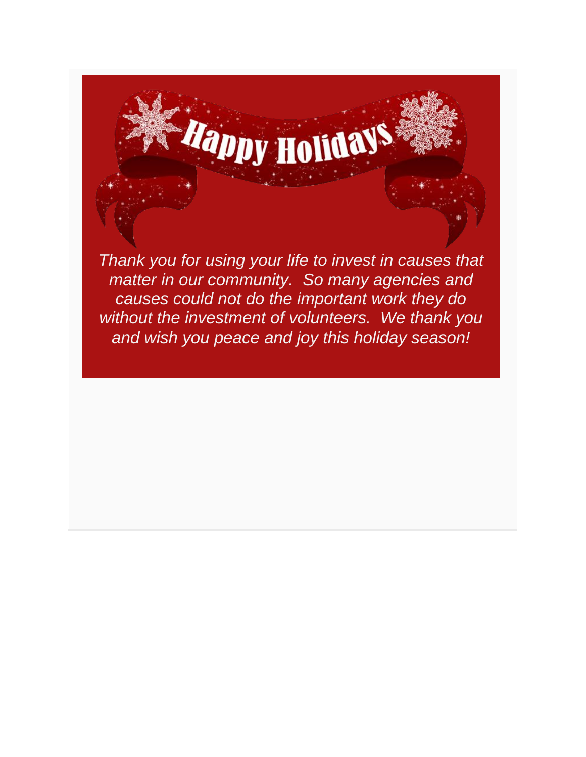# Happy Holidays

*Thank you for using your life to invest in causes that matter in our community.  So many agencies and causes could not do the important work they do without the investment of volunteers.  We thank you and wish you peace and joy this holiday season!*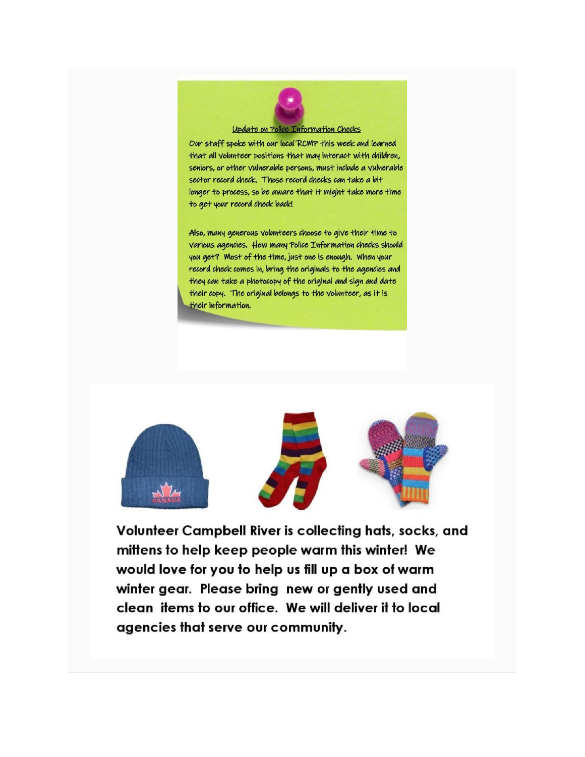## Update on Police Information Checks

Our staff spoke with our local RCMP this week and learned that all volunteer positions that may interact with children, seniors, or other vulnerable persons, must include a vulnerable sector record check. Those record checks can take a bit longer to process, so be aware that it might take more time to get your record check back!

Also, many generous volunteers choose to give their time to various agencies. How many Police Information checks should you get? Most of the time, just one is enough. When your record check comes in, bring the originals to the agencies and they can take a photocopy of the original and sign and date their copy. The original belongs to the volunteer, as it is their information.

**Volunteer Campbell River is collecting hats, socks, and mittens to help keep people warm this winter! We would love for you to help us fill up a box of warm winter gear. Please bring new or gently used and clean items to our office. We will deliver it to local agencies that serve our community.**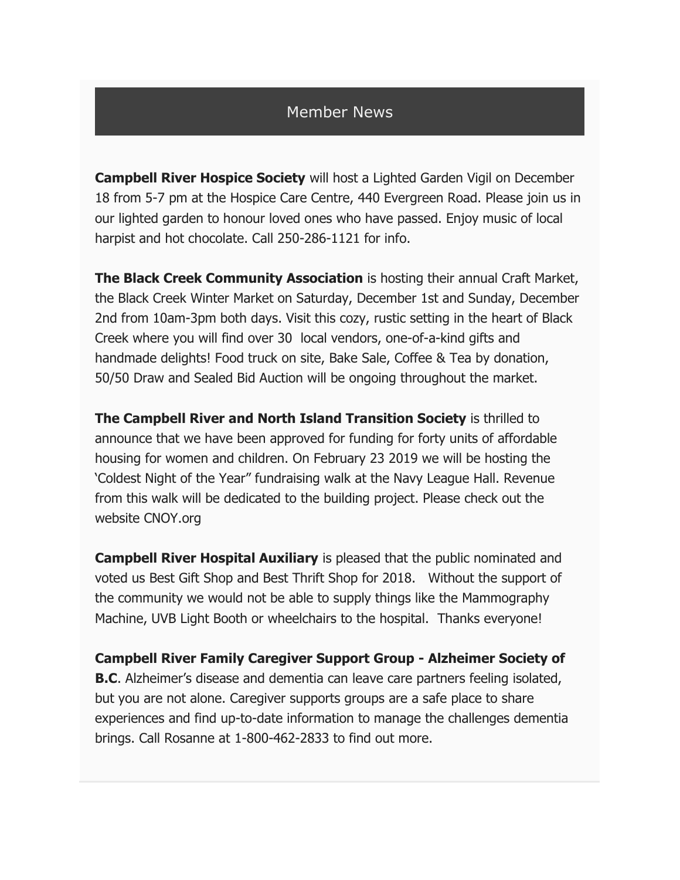## Member News

**Campbell River Hospice Society** will host a Lighted Garden Vigil on December 18 from 5-7 pm at the Hospice Care Centre, 440 Evergreen Road. Please join us in our lighted garden to honour loved ones who have passed. Enjoy music of local harpist and hot chocolate. Call 250-286-1121 for info.

**The Black Creek Community Association** is hosting their annual Craft Market, the Black Creek Winter Market on Saturday, December 1st and Sunday, December 2nd from 10am-3pm both days. Visit this cozy, rustic setting in the heart of Black Creek where you will find over 30 local vendors, one-of-a-kind gifts and handmade delights! Food truck on site, Bake Sale, Coffee & Tea by donation, 50/50 Draw and Sealed Bid Auction will be ongoing throughout the market.

**The Campbell River and North Island Transition Society** is thrilled to announce that we have been approved for funding for forty units of affordable housing for women and children. On February 23 2019 we will be hosting the 'Coldest Night of the Year" fundraising walk at the Navy League Hall. Revenue from this walk will be dedicated to the building project. Please check out the website CNOY.org

**Campbell River Hospital Auxiliary** is pleased that the public nominated and voted us Best Gift Shop and Best Thrift Shop for 2018. Without the support of the community we would not be able to supply things like the Mammography Machine, UVB Light Booth or wheelchairs to the hospital. Thanks everyone!

**Campbell River Family Caregiver Support Group - Alzheimer Society of B.C**. Alzheimer's disease and dementia can leave care partners feeling isolated, but you are not alone. Caregiver supports groups are a safe place to share experiences and find up-to-date information to manage the challenges dementia brings. Call Rosanne at 1-800-462-2833 to find out more.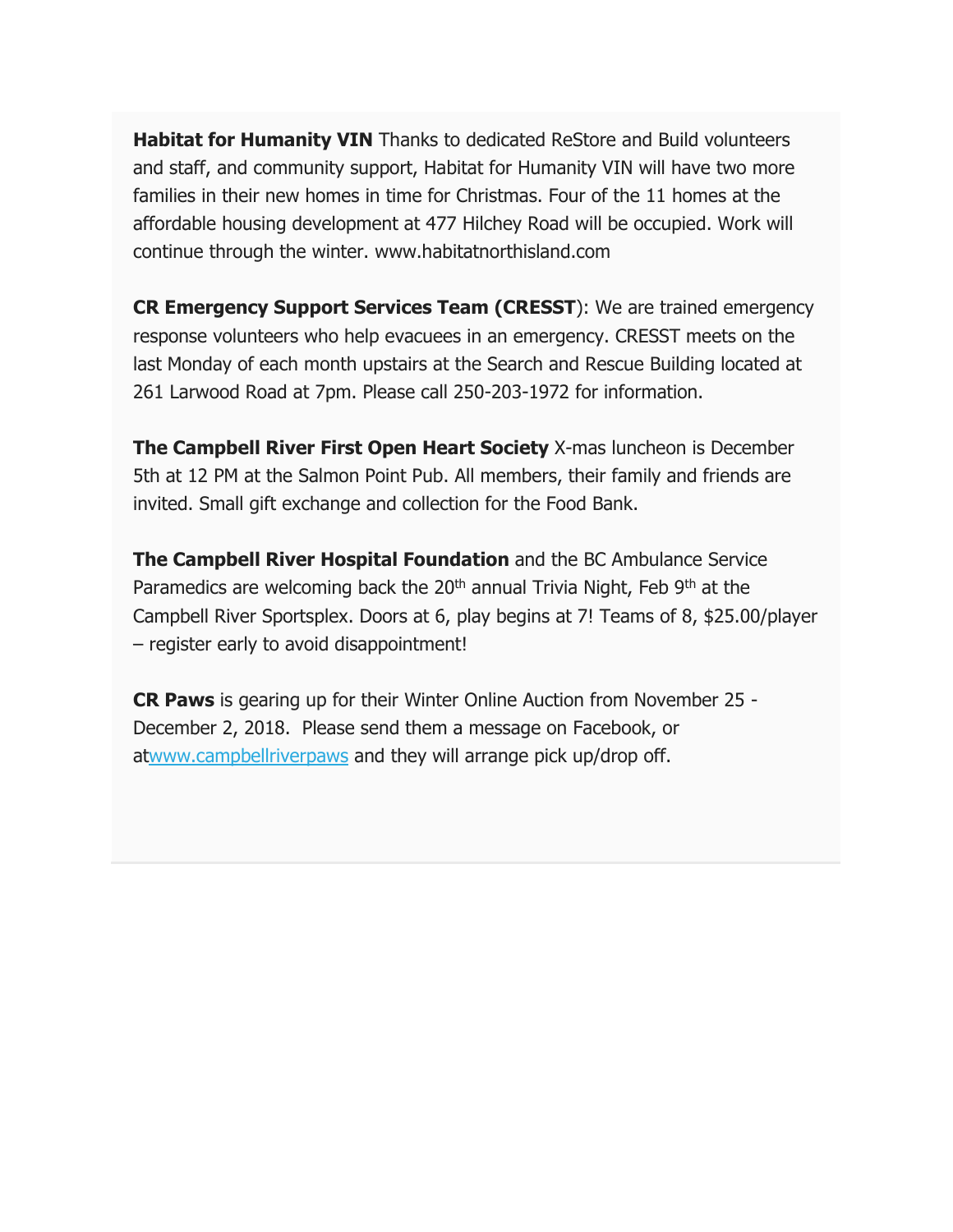**Habitat for Humanity VIN** Thanks to dedicated ReStore and Build volunteers and staff, and community support, Habitat for Humanity VIN will have two more families in their new homes in time for Christmas. Four of the 11 homes at the affordable housing development at 477 Hilchey Road will be occupied. Work will continue through the winter. www.habitatnorthisland.com

**CR Emergency Support Services Team (CRESST**): We are trained emergency response volunteers who help evacuees in an emergency. CRESST meets on the last Monday of each month upstairs at the Search and Rescue Building located at 261 Larwood Road at 7pm. Please call 250-203-1972 for information.

**The Campbell River First Open Heart Society** X-mas luncheon is December 5th at 12 PM at the Salmon Point Pub. All members, their family and friends are invited. Small gift exchange and collection for the Food Bank.

**The Campbell River Hospital Foundation** and the BC Ambulance Service Paramedics are welcoming back the 20th annual Trivia Night, Feb 9th at the Campbell River Sportsplex. Doors at 6, play begins at 7! Teams of 8, $25.00/player – register early to avoid disappointment!

**CR Paws** is gearing up for their Winter Online Auction from November 25 - December 2, 2018. Please send them a message on Facebook, or atwww.campbellriverpaws and they will arrange pick up/drop off.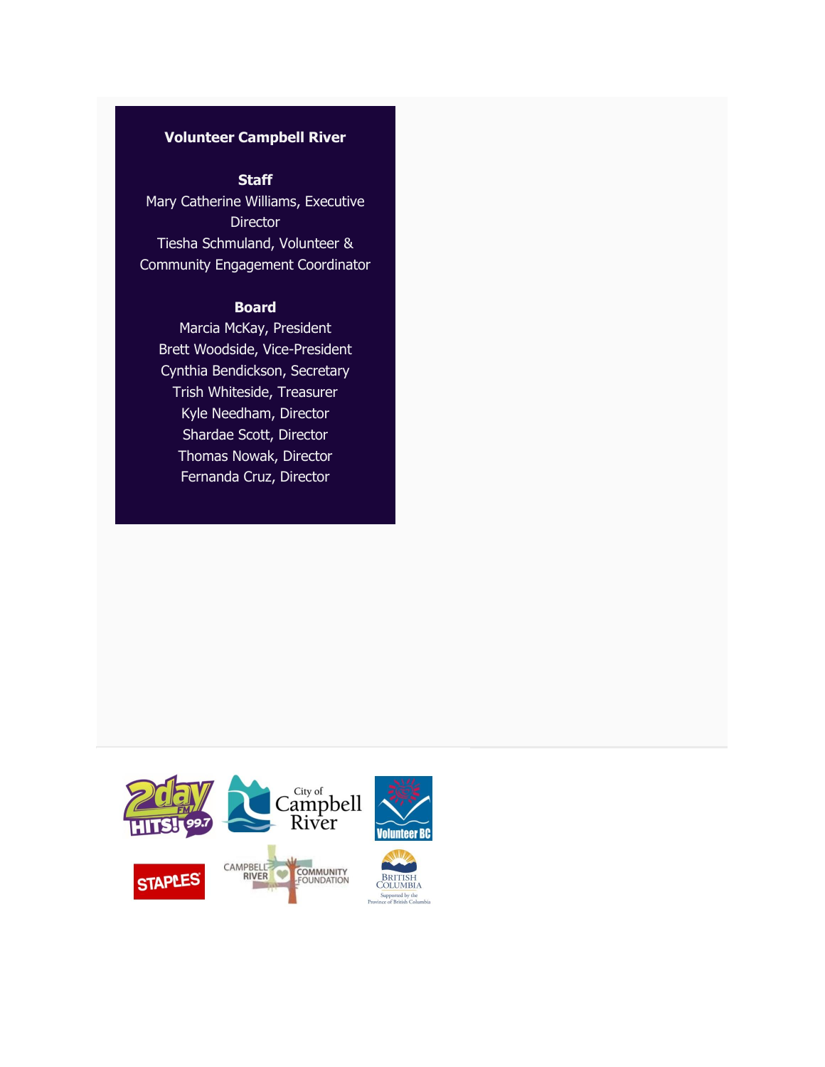**Volunteer Campbell River**

**Staff**

Mary Catherine Williams, Executive Director

Tiesha Schmuland, Volunteer & Community Engagement Coordinator

**Board**

Marcia McKay, President

Brett Woodside, Vice-President

Cynthia Bendickson, Secretary

Trish Whiteside, Treasurer

Kyle Needham, Director

Shardae Scott, Director

Thomas Nowak, Director

Fernanda Cruz, Director